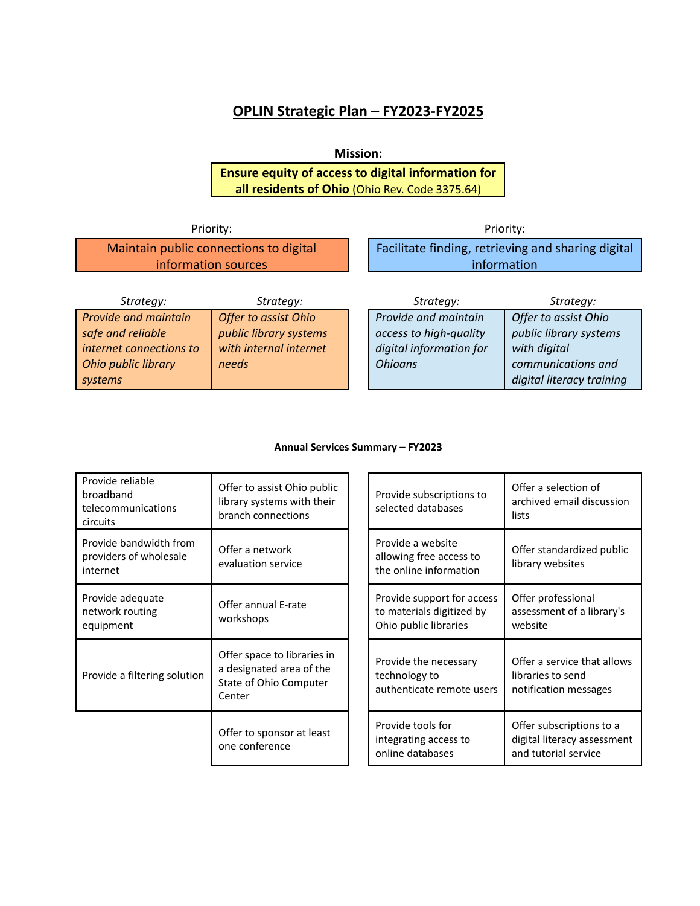# OPLIN Strategic Plan – FY2023-FY2025

**Mission:**

**Ensure equity of access to digital information for all residents of Ohio** (Ohio Rev. Code 3375.64)

| Priority: | | Priority: | |
|---|---|---|---|
| Maintain public connections to digital information sources | | Facilitate finding, retrieving and sharing digital information | |
| *Strategy:* | *Strategy:* | *Strategy:* | *Strategy:* |
| *Provide and maintain safe and reliable internet connections to Ohio public library systems* | *Offer to assist Ohio public library systems with internal internet needs* | *Provide and maintain access to high-quality digital information for Ohioans* | *Offer to assist Ohio public library systems with digital communications and digital literacy training* |

**Annual Services Summary – FY2023**

| | | | |
|---|---|---|---|
| Provide reliable broadband telecommunications circuits | Offer to assist Ohio public library systems with their branch connections | Provide subscriptions to selected databases | Offer a selection of archived email discussion lists |
| Provide bandwidth from providers of wholesale internet | Offer a network evaluation service | Provide a website allowing free access to the online information | Offer standardized public library websites |
| Provide adequate network routing equipment | Offer annual E-rate workshops | Provide support for access to materials digitized by Ohio public libraries | Offer professional assessment of a library's website |
| Provide a filtering solution | Offer space to libraries in a designated area of the State of Ohio Computer Center | Provide the necessary technology to authenticate remote users | Offer a service that allows libraries to send notification messages |
| | Offer to sponsor at least one conference | Provide tools for integrating access to online databases | Offer subscriptions to a digital literacy assessment and tutorial service |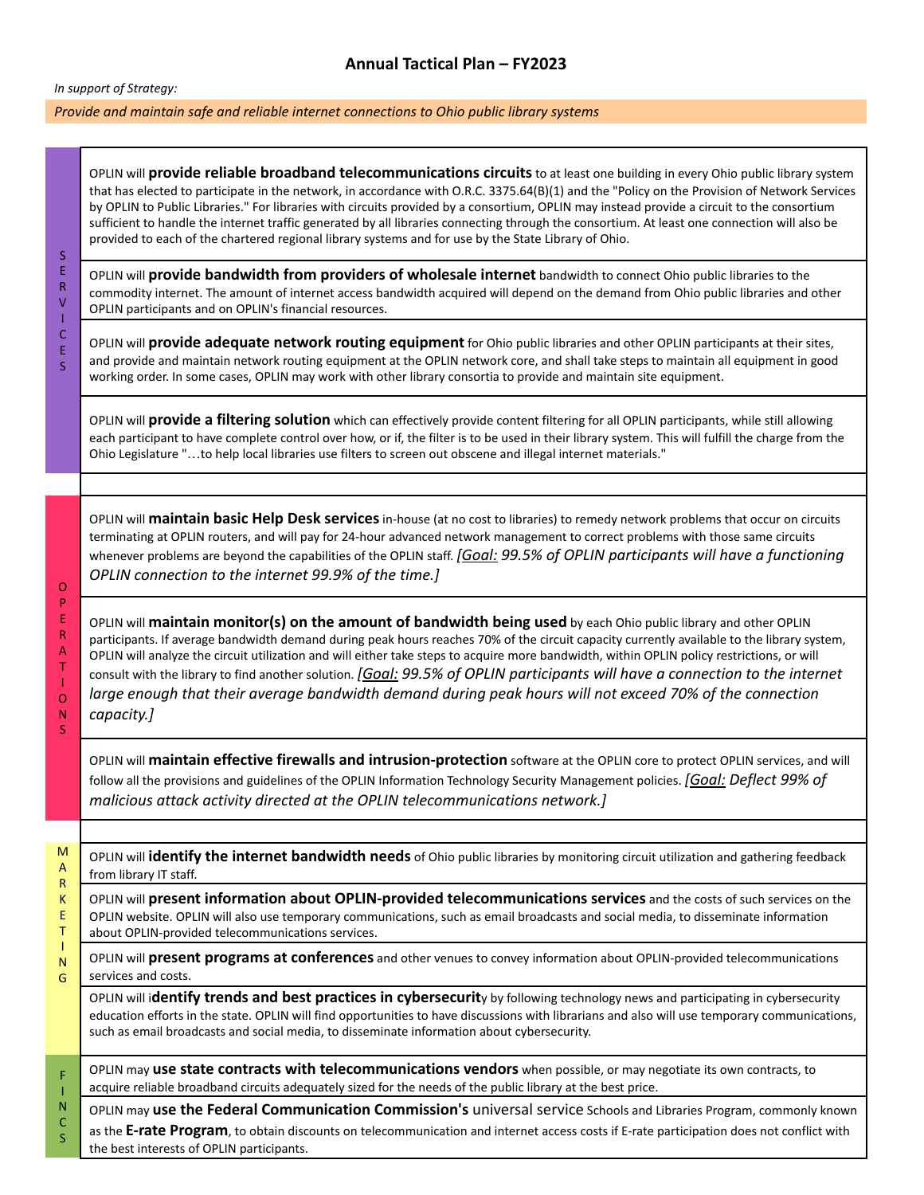## Annual Tactical Plan – FY2023

*In support of Strategy:*

*Provide and maintain safe and reliable internet connections to Ohio public library systems*

| | |
|---|---|
| SERVICES | OPLIN will **provide reliable broadband telecommunications circuits** to at least one building in every Ohio public library system that has elected to participate in the network, in accordance with O.R.C. 3375.64(B)(1) and the "Policy on the Provision of Network Services by OPLIN to Public Libraries." For libraries with circuits provided by a consortium, OPLIN may instead provide a circuit to the consortium sufficient to handle the internet traffic generated by all libraries connecting through the consortium. At least one connection will also be provided to each of the chartered regional library systems and for use by the State Library of Ohio. |
| | OPLIN will **provide bandwidth from providers of wholesale internet** bandwidth to connect Ohio public libraries to the commodity internet. The amount of internet access bandwidth acquired will depend on the demand from Ohio public libraries and other OPLIN participants and on OPLIN's financial resources. |
| | OPLIN will **provide adequate network routing equipment** for Ohio public libraries and other OPLIN participants at their sites, and provide and maintain network routing equipment at the OPLIN network core, and shall take steps to maintain all equipment in good working order. In some cases, OPLIN may work with other library consortia to provide and maintain site equipment. |
| | OPLIN will **provide a filtering solution** which can effectively provide content filtering for all OPLIN participants, while still allowing each participant to have complete control over how, or if, the filter is to be used in their library system. This will fulfill the charge from the Ohio Legislature "…to help local libraries use filters to screen out obscene and illegal internet materials." |
| | |
| OPERATIONS | OPLIN will **maintain basic Help Desk services** in-house (at no cost to libraries) to remedy network problems that occur on circuits terminating at OPLIN routers, and will pay for 24-hour advanced network management to correct problems with those same circuits whenever problems are beyond the capabilities of the OPLIN staff. *[Goal: 99.5% of OPLIN participants will have a functioning OPLIN connection to the internet 99.9% of the time.]* |
| | OPLIN will **maintain monitor(s) on the amount of bandwidth being used** by each Ohio public library and other OPLIN participants. If average bandwidth demand during peak hours reaches 70% of the circuit capacity currently available to the library system, OPLIN will analyze the circuit utilization and will either take steps to acquire more bandwidth, within OPLIN policy restrictions, or will consult with the library to find another solution. *[Goal: 99.5% of OPLIN participants will have a connection to the internet large enough that their average bandwidth demand during peak hours will not exceed 70% of the connection capacity.]* |
| | OPLIN will **maintain effective firewalls and intrusion-protection** software at the OPLIN core to protect OPLIN services, and will follow all the provisions and guidelines of the OPLIN Information Technology Security Management policies. *[Goal: Deflect 99% of malicious attack activity directed at the OPLIN telecommunications network.]* |
| | |
| MARKETING | OPLIN will **identify the internet bandwidth needs** of Ohio public libraries by monitoring circuit utilization and gathering feedback from library IT staff. |
| | OPLIN will **present information about OPLIN-provided telecommunications services** and the costs of such services on the OPLIN website. OPLIN will also use temporary communications, such as email broadcasts and social media, to disseminate information about OPLIN-provided telecommunications services. |
| | OPLIN will **present programs at conferences** and other venues to convey information about OPLIN-provided telecommunications services and costs. |
| | OPLIN will i**dentify trends and best practices in cybersecurit**y by following technology news and participating in cybersecurity education efforts in the state. OPLIN will find opportunities to have discussions with librarians and also will use temporary communications, such as email broadcasts and social media, to disseminate information about cybersecurity. |
| FINCS | OPLIN may **use state contracts with telecommunications vendors** when possible, or may negotiate its own contracts, to acquire reliable broadband circuits adequately sized for the needs of the public library at the best price. |
| | OPLIN may **use the Federal Communication Commission's** universal service Schools and Libraries Program, commonly known as the **E-rate Program**, to obtain discounts on telecommunication and internet access costs if E-rate participation does not conflict with the best interests of OPLIN participants. |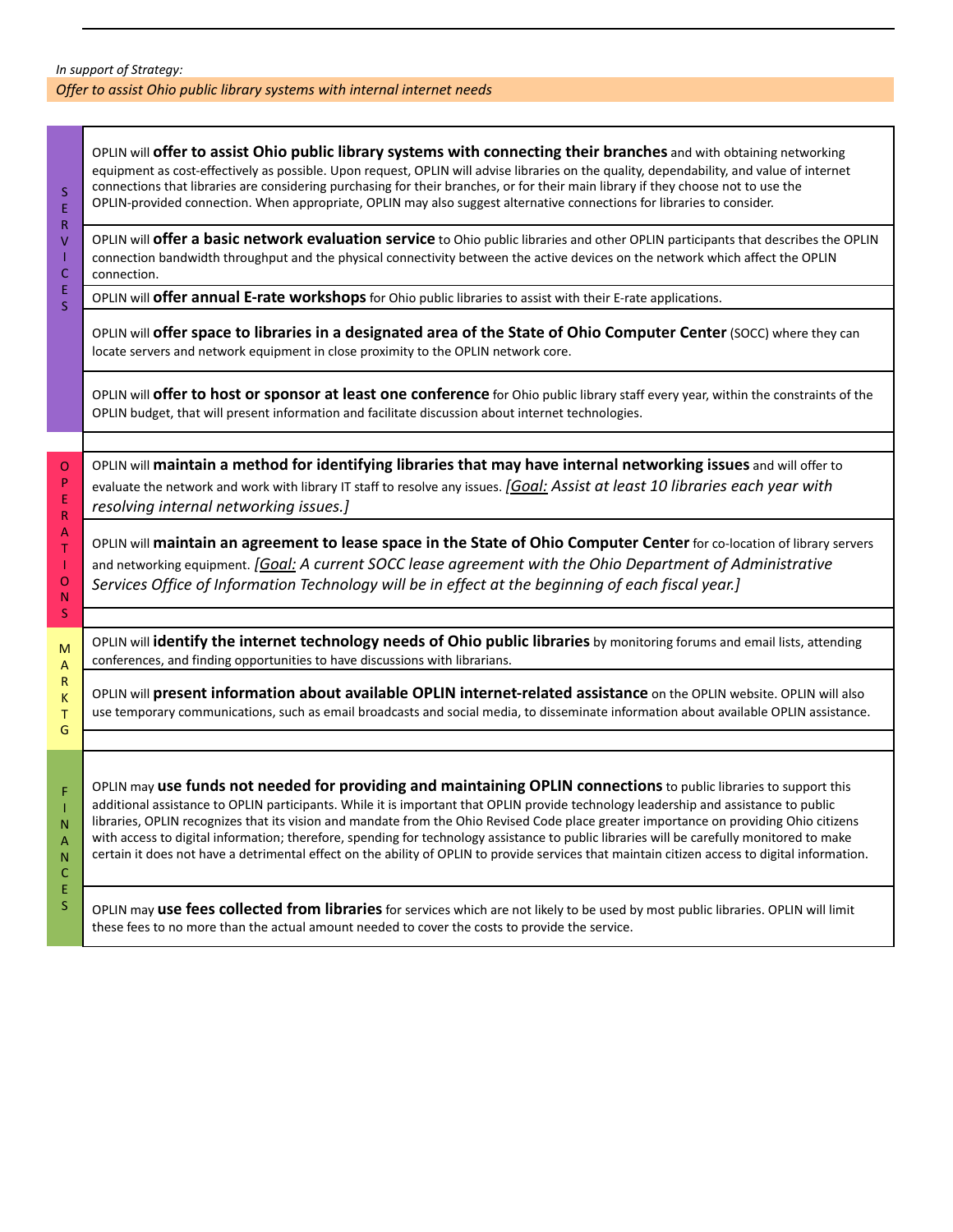*In support of Strategy:*

*Offer to assist Ohio public library systems with internal internet needs*

## SERVICES

OPLIN will **offer to assist Ohio public library systems with connecting their branches** and with obtaining networking equipment as cost-effectively as possible. Upon request, OPLIN will advise libraries on the quality, dependability, and value of internet connections that libraries are considering purchasing for their branches, or for their main library if they choose not to use the OPLIN-provided connection. When appropriate, OPLIN may also suggest alternative connections for libraries to consider.

OPLIN will **offer a basic network evaluation service** to Ohio public libraries and other OPLIN participants that describes the OPLIN connection bandwidth throughput and the physical connectivity between the active devices on the network which affect the OPLIN connection.

OPLIN will **offer annual E-rate workshops** for Ohio public libraries to assist with their E-rate applications.

OPLIN will **offer space to libraries in a designated area of the State of Ohio Computer Center** (SOCC) where they can locate servers and network equipment in close proximity to the OPLIN network core.

OPLIN will **offer to host or sponsor at least one conference** for Ohio public library staff every year, within the constraints of the OPLIN budget, that will present information and facilitate discussion about internet technologies.

## OPERATIONS

OPLIN will **maintain a method for identifying libraries that may have internal networking issues** and will offer to evaluate the network and work with library IT staff to resolve any issues. *[Goal: Assist at least 10 libraries each year with resolving internal networking issues.]*

OPLIN will **maintain an agreement to lease space in the State of Ohio Computer Center** for co-location of library servers and networking equipment. *[Goal: A current SOCC lease agreement with the Ohio Department of Administrative Services Office of Information Technology will be in effect at the beginning of each fiscal year.]*

## MARKTG

OPLIN will **identify the internet technology needs of Ohio public libraries** by monitoring forums and email lists, attending conferences, and finding opportunities to have discussions with librarians.

OPLIN will **present information about available OPLIN internet-related assistance** on the OPLIN website. OPLIN will also use temporary communications, such as email broadcasts and social media, to disseminate information about available OPLIN assistance.

## FINANCES

OPLIN may **use funds not needed for providing and maintaining OPLIN connections** to public libraries to support this additional assistance to OPLIN participants. While it is important that OPLIN provide technology leadership and assistance to public libraries, OPLIN recognizes that its vision and mandate from the Ohio Revised Code place greater importance on providing Ohio citizens with access to digital information; therefore, spending for technology assistance to public libraries will be carefully monitored to make certain it does not have a detrimental effect on the ability of OPLIN to provide services that maintain citizen access to digital information.

OPLIN may **use fees collected from libraries** for services which are not likely to be used by most public libraries. OPLIN will limit these fees to no more than the actual amount needed to cover the costs to provide the service.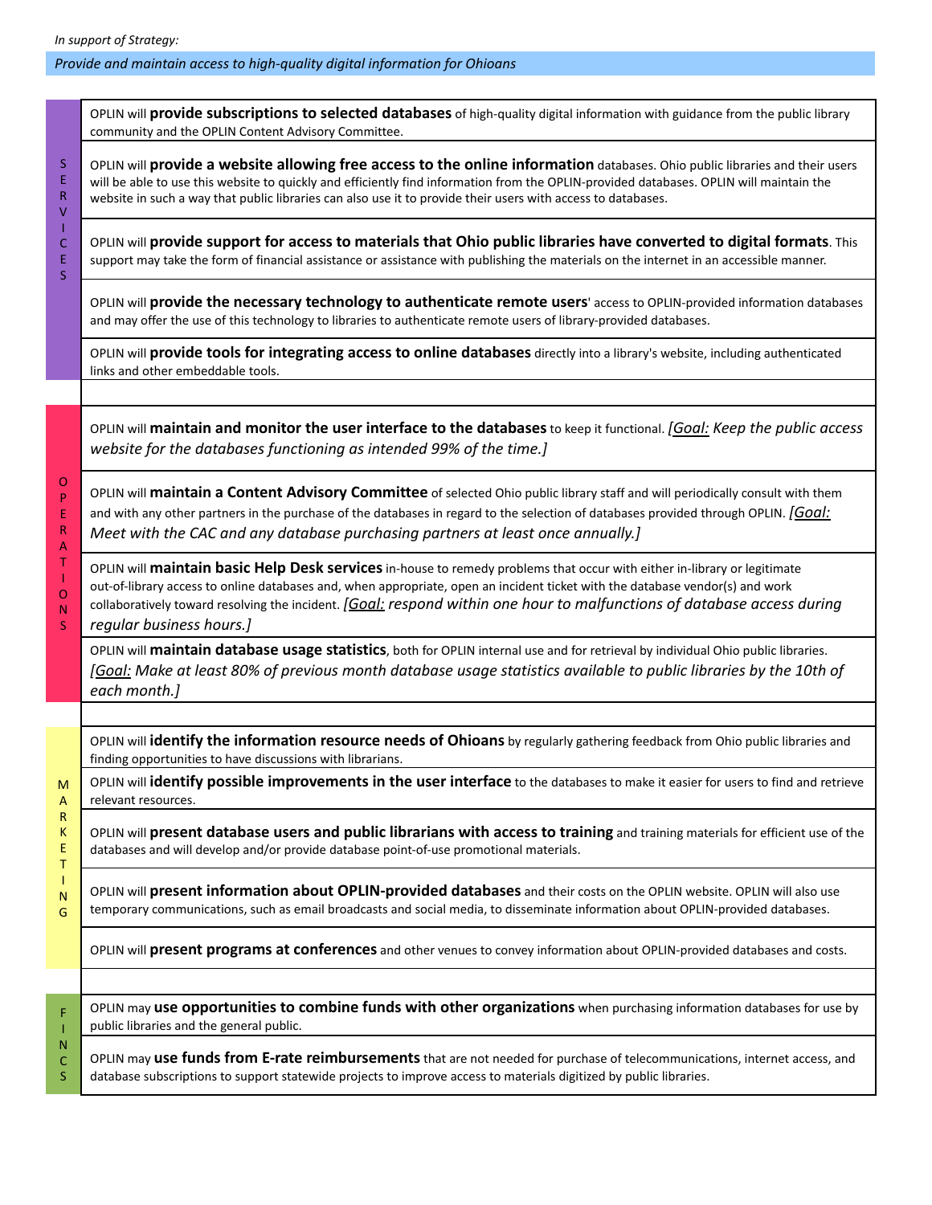*In support of Strategy:*

*Provide and maintain access to high-quality digital information for Ohioans*

| | |
|---|---|
| **SERVICES** | OPLIN will **provide subscriptions to selected databases** of high-quality digital information with guidance from the public library community and the OPLIN Content Advisory Committee. |
| | OPLIN will **provide a website allowing free access to the online information** databases. Ohio public libraries and their users will be able to use this website to quickly and efficiently find information from the OPLIN-provided databases. OPLIN will maintain the website in such a way that public libraries can also use it to provide their users with access to databases. |
| | OPLIN will **provide support for access to materials that Ohio public libraries have converted to digital formats**. This support may take the form of financial assistance or assistance with publishing the materials on the internet in an accessible manner. |
| | OPLIN will **provide the necessary technology to authenticate remote users**' access to OPLIN-provided information databases and may offer the use of this technology to libraries to authenticate remote users of library-provided databases. |
| | OPLIN will **provide tools for integrating access to online databases** directly into a library's website, including authenticated links and other embeddable tools. |
| | |
| **OPERATIONS** | OPLIN will **maintain and monitor the user interface to the databases** to keep it functional. *[Goal: Keep the public access website for the databases functioning as intended 99% of the time.]* |
| | OPLIN will **maintain a Content Advisory Committee** of selected Ohio public library staff and will periodically consult with them and with any other partners in the purchase of the databases in regard to the selection of databases provided through OPLIN. *[Goal: Meet with the CAC and any database purchasing partners at least once annually.]* |
| | OPLIN will **maintain basic Help Desk services** in-house to remedy problems that occur with either in-library or legitimate out-of-library access to online databases and, when appropriate, open an incident ticket with the database vendor(s) and work collaboratively toward resolving the incident. *[Goal: respond within one hour to malfunctions of database access during regular business hours.]* |
| | OPLIN will **maintain database usage statistics**, both for OPLIN internal use and for retrieval by individual Ohio public libraries. *[Goal: Make at least 80% of previous month database usage statistics available to public libraries by the 10th of each month.]* |
| | |
| **MARKETING** | OPLIN will **identify the information resource needs of Ohioans** by regularly gathering feedback from Ohio public libraries and finding opportunities to have discussions with librarians. |
| | OPLIN will **identify possible improvements in the user interface** to the databases to make it easier for users to find and retrieve relevant resources. |
| | OPLIN will **present database users and public librarians with access to training** and training materials for efficient use of the databases and will develop and/or provide database point-of-use promotional materials. |
| | OPLIN will **present information about OPLIN-provided databases** and their costs on the OPLIN website. OPLIN will also use temporary communications, such as email broadcasts and social media, to disseminate information about OPLIN-provided databases. |
| | OPLIN will **present programs at conferences** and other venues to convey information about OPLIN-provided databases and costs. |
| | |
| **FINCS** | OPLIN may **use opportunities to combine funds with other organizations** when purchasing information databases for use by public libraries and the general public. |
| | OPLIN may **use funds from E-rate reimbursements** that are not needed for purchase of telecommunications, internet access, and database subscriptions to support statewide projects to improve access to materials digitized by public libraries. |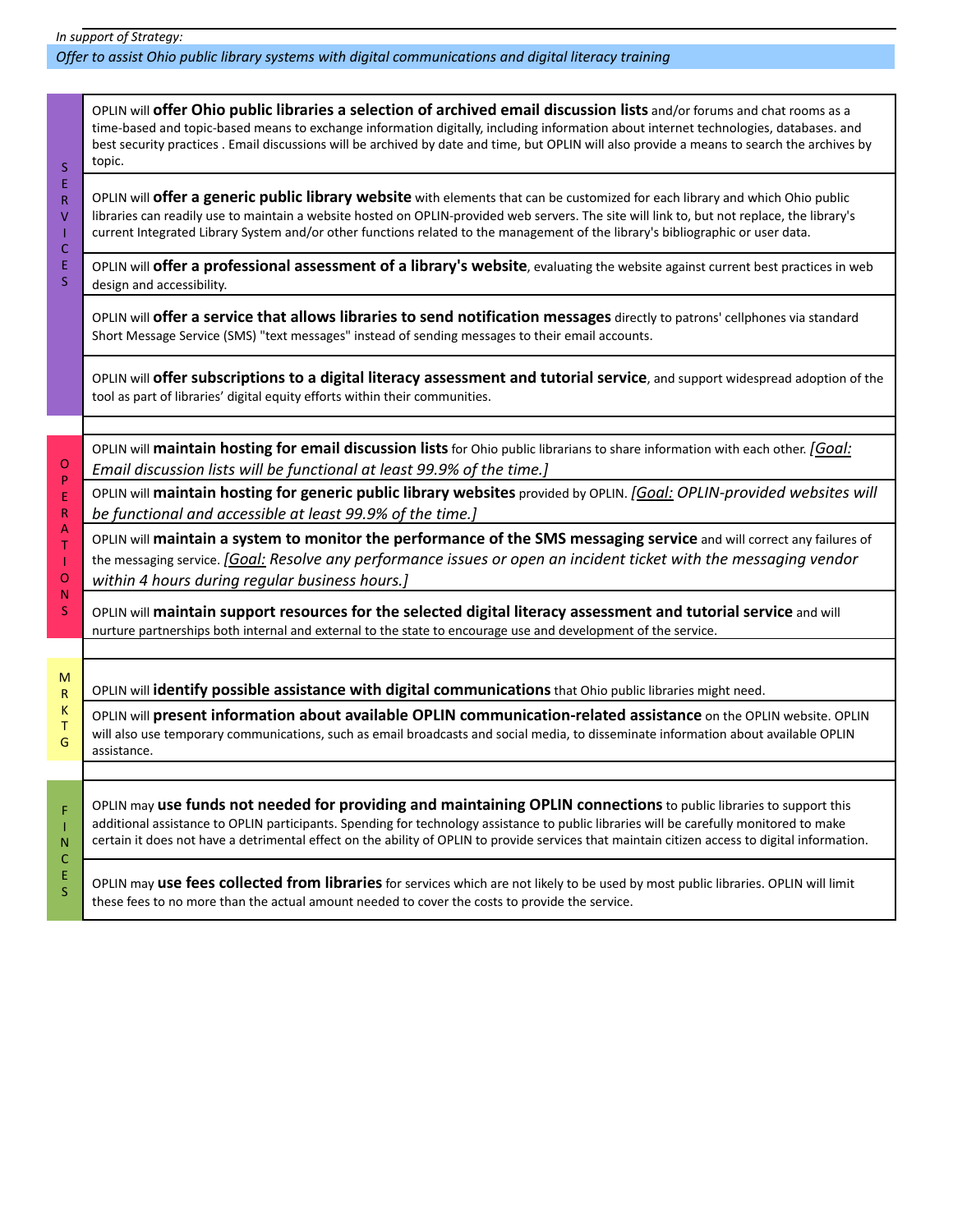*In support of Strategy:*

*Offer to assist Ohio public library systems with digital communications and digital literacy training*

| | |
|---|---|
| SERVICES | OPLIN will **offer Ohio public libraries a selection of archived email discussion lists** and/or forums and chat rooms as a time-based and topic-based means to exchange information digitally, including information about internet technologies, databases. and best security practices . Email discussions will be archived by date and time, but OPLIN will also provide a means to search the archives by topic. |
| | OPLIN will **offer a generic public library website** with elements that can be customized for each library and which Ohio public libraries can readily use to maintain a website hosted on OPLIN-provided web servers. The site will link to, but not replace, the library's current Integrated Library System and/or other functions related to the management of the library's bibliographic or user data. |
| | OPLIN will **offer a professional assessment of a library's website**, evaluating the website against current best practices in web design and accessibility. |
| | OPLIN will **offer a service that allows libraries to send notification messages** directly to patrons' cellphones via standard Short Message Service (SMS) "text messages" instead of sending messages to their email accounts. |
| | OPLIN will **offer subscriptions to a digital literacy assessment and tutorial service**, and support widespread adoption of the tool as part of libraries' digital equity efforts within their communities. |
| | |
| OPERATIONS | OPLIN will **maintain hosting for email discussion lists** for Ohio public librarians to share information with each other. *[Goal: Email discussion lists will be functional at least 99.9% of the time.]* |
| | OPLIN will **maintain hosting for generic public library websites** provided by OPLIN. *[Goal: OPLIN-provided websites will be functional and accessible at least 99.9% of the time.]* |
| | OPLIN will **maintain a system to monitor the performance of the SMS messaging service** and will correct any failures of the messaging service. *[Goal: Resolve any performance issues or open an incident ticket with the messaging vendor within 4 hours during regular business hours.]* |
| | OPLIN will **maintain support resources for the selected digital literacy assessment and tutorial service** and will nurture partnerships both internal and external to the state to encourage use and development of the service. |
| | |
| MRKTG | OPLIN will **identify possible assistance with digital communications** that Ohio public libraries might need. |
| | OPLIN will **present information about available OPLIN communication-related assistance** on the OPLIN website. OPLIN will also use temporary communications, such as email broadcasts and social media, to disseminate information about available OPLIN assistance. |
| | |
| FINCES | OPLIN may **use funds not needed for providing and maintaining OPLIN connections** to public libraries to support this additional assistance to OPLIN participants. Spending for technology assistance to public libraries will be carefully monitored to make certain it does not have a detrimental effect on the ability of OPLIN to provide services that maintain citizen access to digital information. |
| | OPLIN may **use fees collected from libraries** for services which are not likely to be used by most public libraries. OPLIN will limit these fees to no more than the actual amount needed to cover the costs to provide the service. |